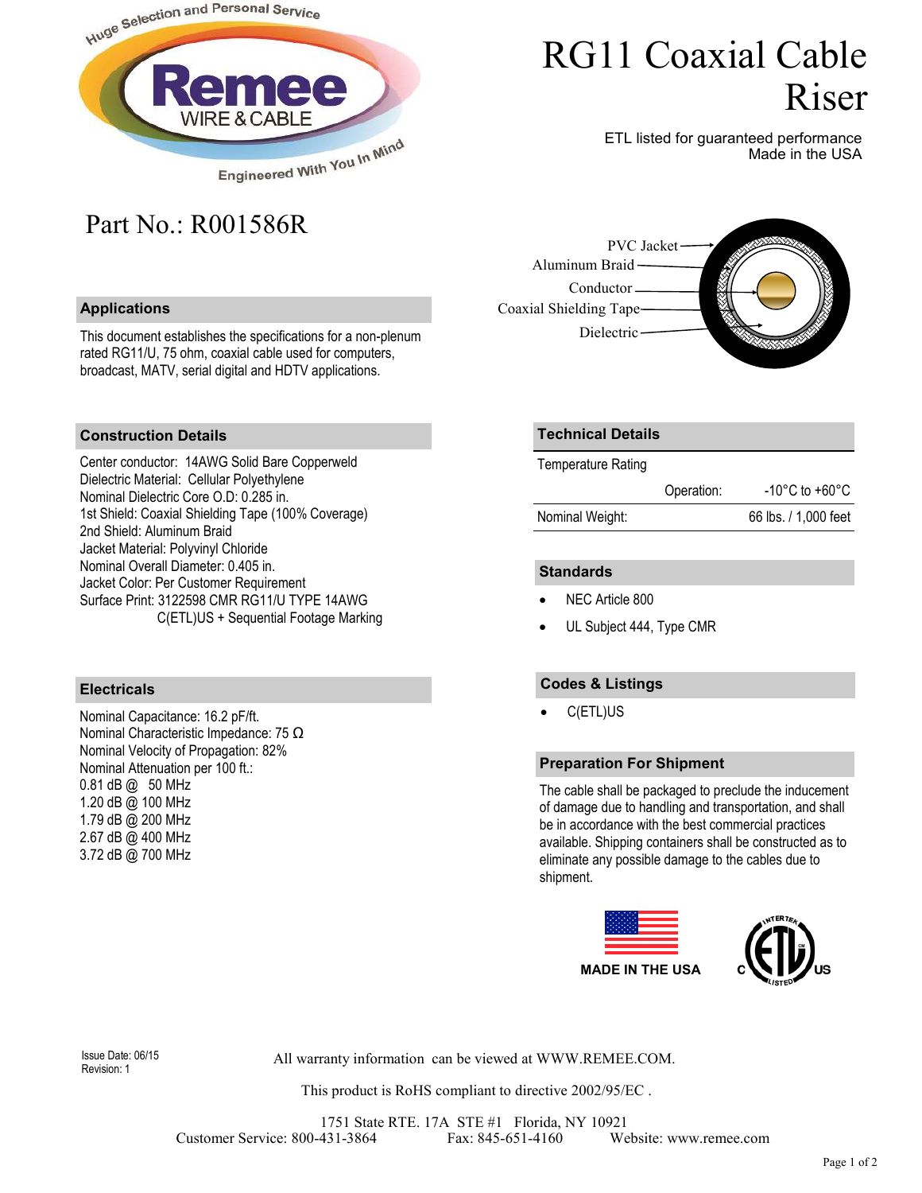# RG11 Coaxial Cable Riser

ETL listed for guaranteed performance
Made in the USA

## Part No.: R001586R

PVC Jacket
Aluminum Braid
Conductor
Coaxial Shielding Tape
Dielectric

### Applications

This document establishes the specifications for a non-plenum rated RG11/U, 75 ohm, coaxial cable used for computers, broadcast, MATV, serial digital and HDTV applications.

### Construction Details

Center conductor: 14AWG Solid Bare Copperweld
Dielectric Material: Cellular Polyethylene
Nominal Dielectric Core O.D: 0.285 in.
1st Shield: Coaxial Shielding Tape (100% Coverage)
2nd Shield: Aluminum Braid
Jacket Material: Polyvinyl Chloride
Nominal Overall Diameter: 0.405 in.
Jacket Color: Per Customer Requirement
Surface Print: 3122598 CMR RG11/U TYPE 14AWG
C(ETL)US + Sequential Footage Marking

### Electricals

Nominal Capacitance: 16.2 pF/ft.
Nominal Characteristic Impedance: 75 Ω
Nominal Velocity of Propagation: 82%
Nominal Attenuation per 100 ft.:
0.81 dB @ 50 MHz
1.20 dB @ 100 MHz
1.79 dB @ 200 MHz
2.67 dB @ 400 MHz
3.72 dB @ 700 MHz

### Technical Details

| Temperature Rating | | |
|---|---|---|
| | Operation: | -10°C to +60°C |
| Nominal Weight: | | 66 lbs. / 1,000 feet |

### Standards

- NEC Article 800
- UL Subject 444, Type CMR

### Codes & Listings

- C(ETL)US

### Preparation For Shipment

The cable shall be packaged to preclude the inducement of damage due to handling and transportation, and shall be in accordance with the best commercial practices available. Shipping containers shall be constructed as to eliminate any possible damage to the cables due to shipment.

MADE IN THE USA

Issue Date: 06/15
Revision: 1

All warranty information can be viewed at WWW.REMEE.COM.

This product is RoHS compliant to directive 2002/95/EC .

1751 State RTE. 17A STE #1 Florida, NY 10921
Customer Service: 800-431-3864 Fax: 845-651-4160 Website: www.remee.com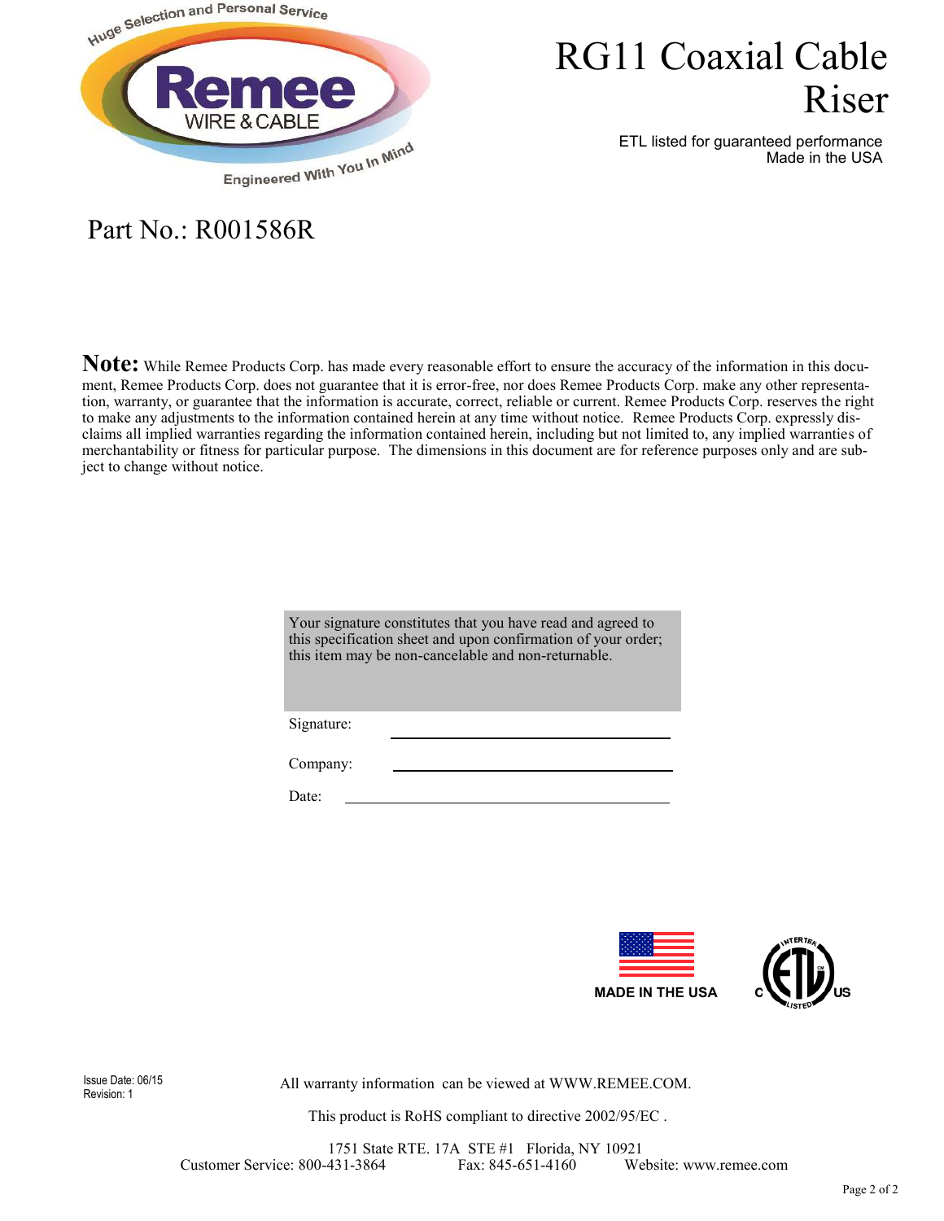Huge Selection and Personal Service

**Remee** WIRE & CABLE

Engineered With You In Mind

# RG11 Coaxial Cable Riser

ETL listed for guaranteed performance
Made in the USA

## Part No.: R001586R

**Note:** While Remee Products Corp. has made every reasonable effort to ensure the accuracy of the information in this document, Remee Products Corp. does not guarantee that it is error-free, nor does Remee Products Corp. make any other representation, warranty, or guarantee that the information is accurate, correct, reliable or current. Remee Products Corp. reserves the right to make any adjustments to the information contained herein at any time without notice. Remee Products Corp. expressly disclaims all implied warranties regarding the information contained herein, including but not limited to, any implied warranties of merchantability or fitness for particular purpose. The dimensions in this document are for reference purposes only and are subject to change without notice.

Your signature constitutes that you have read and agreed to this specification sheet and upon confirmation of your order; this item may be non-cancelable and non-returnable.

Signature: ______________________

Company: ______________________

Date: ______________________

MADE IN THE USA

C ETL US LISTED INTERTEK

Issue Date: 06/15
Revision: 1

All warranty information can be viewed at WWW.REMEE.COM.

This product is RoHS compliant to directive 2002/95/EC .

1751 State RTE. 17A STE #1 Florida, NY 10921
Customer Service: 800-431-3864 Fax: 845-651-4160 Website: www.remee.com